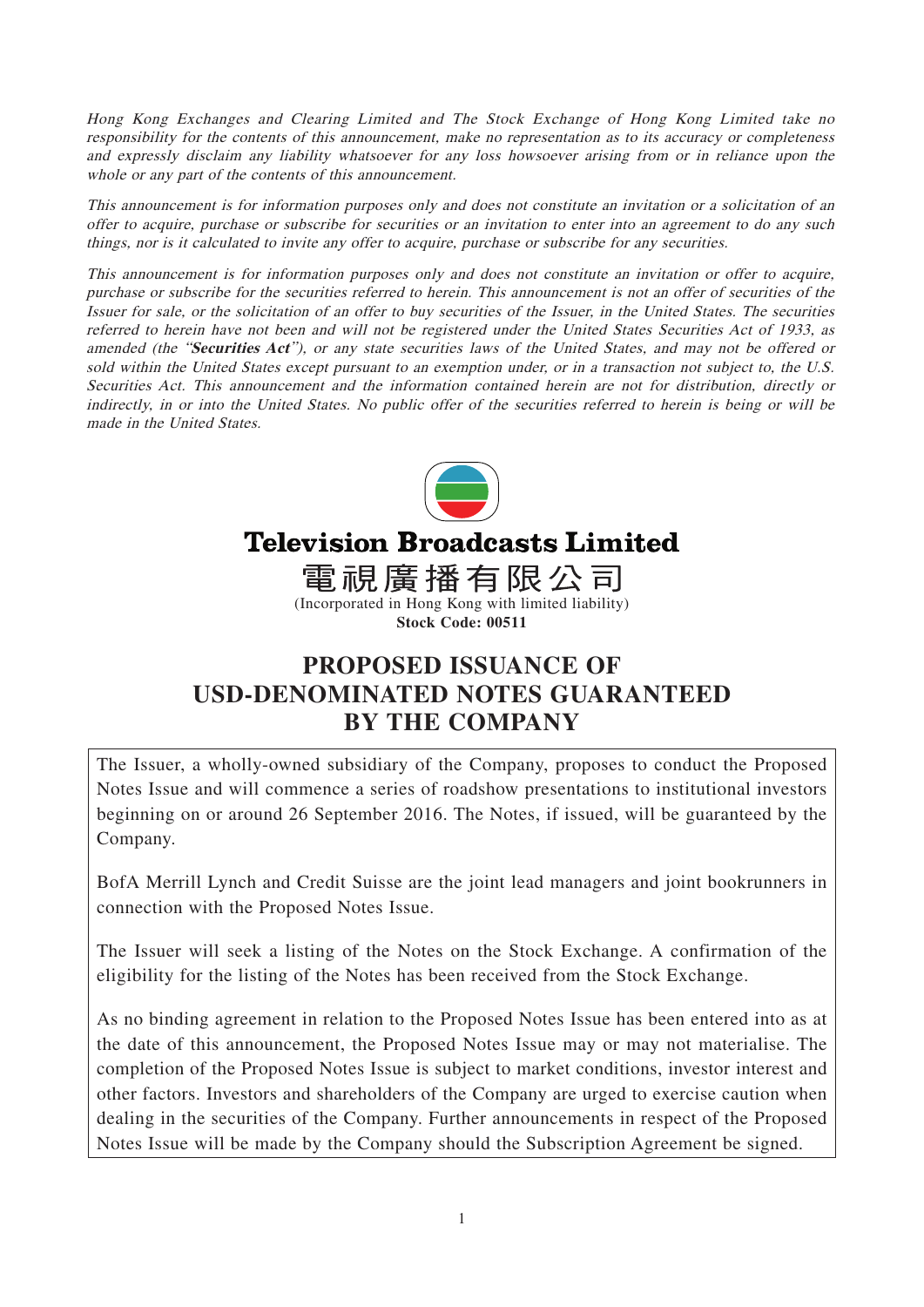*Hong Kong Exchanges and Clearing Limited and The Stock Exchange of Hong Kong Limited take no responsibility for the contents of this announcement, make no representation as to its accuracy or completeness and expressly disclaim any liability whatsoever for any loss howsoever arising from or in reliance upon the whole or any part of the contents of this announcement.*

*This announcement is for information purposes only and does not constitute an invitation or a solicitation of an offer to acquire, purchase or subscribe for securities or an invitation to enter into an agreement to do any such things, nor is it calculated to invite any offer to acquire, purchase or subscribe for any securities.*

*This announcement is for information purposes only and does not constitute an invitation or offer to acquire, purchase or subscribe for the securities referred to herein. This announcement is not an offer of securities of the Issuer for sale, or the solicitation of an offer to buy securities of the Issuer, in the United States. The securities referred to herein have not been and will not be registered under the United States Securities Act of 1933, as amended (the "**Securities Act**"), or any state securities laws of the United States, and may not be offered or sold within the United States except pursuant to an exemption under, or in a transaction not subject to, the U.S. Securities Act. This announcement and the information contained herein are not for distribution, directly or indirectly, in or into the United States. No public offer of the securities referred to herein is being or will be made in the United States.*

# Television Broadcasts Limited

# 電視廣播有限公司

(Incorporated in Hong Kong with limited liability)

**Stock Code: 00511**

## PROPOSED ISSUANCE OF USD-DENOMINATED NOTES GUARANTEED BY THE COMPANY

The Issuer, a wholly-owned subsidiary of the Company, proposes to conduct the Proposed Notes Issue and will commence a series of roadshow presentations to institutional investors beginning on or around 26 September 2016. The Notes, if issued, will be guaranteed by the Company.

BofA Merrill Lynch and Credit Suisse are the joint lead managers and joint bookrunners in connection with the Proposed Notes Issue.

The Issuer will seek a listing of the Notes on the Stock Exchange. A confirmation of the eligibility for the listing of the Notes has been received from the Stock Exchange.

As no binding agreement in relation to the Proposed Notes Issue has been entered into as at the date of this announcement, the Proposed Notes Issue may or may not materialise. The completion of the Proposed Notes Issue is subject to market conditions, investor interest and other factors. Investors and shareholders of the Company are urged to exercise caution when dealing in the securities of the Company. Further announcements in respect of the Proposed Notes Issue will be made by the Company should the Subscription Agreement be signed.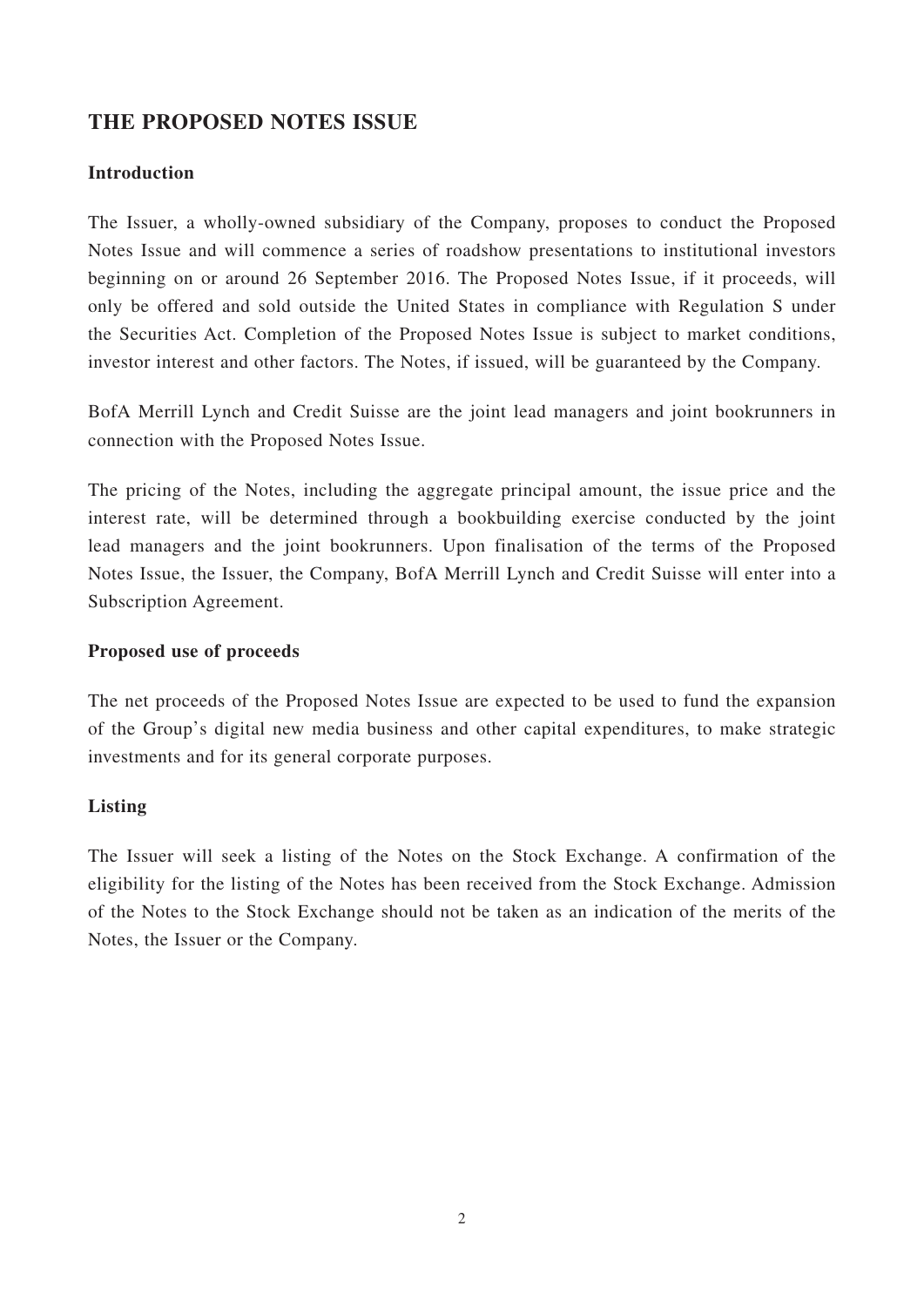## THE PROPOSED NOTES ISSUE

### Introduction

The Issuer, a wholly-owned subsidiary of the Company, proposes to conduct the Proposed Notes Issue and will commence a series of roadshow presentations to institutional investors beginning on or around 26 September 2016. The Proposed Notes Issue, if it proceeds, will only be offered and sold outside the United States in compliance with Regulation S under the Securities Act. Completion of the Proposed Notes Issue is subject to market conditions, investor interest and other factors. The Notes, if issued, will be guaranteed by the Company.

BofA Merrill Lynch and Credit Suisse are the joint lead managers and joint bookrunners in connection with the Proposed Notes Issue.

The pricing of the Notes, including the aggregate principal amount, the issue price and the interest rate, will be determined through a bookbuilding exercise conducted by the joint lead managers and the joint bookrunners. Upon finalisation of the terms of the Proposed Notes Issue, the Issuer, the Company, BofA Merrill Lynch and Credit Suisse will enter into a Subscription Agreement.

### Proposed use of proceeds

The net proceeds of the Proposed Notes Issue are expected to be used to fund the expansion of the Group's digital new media business and other capital expenditures, to make strategic investments and for its general corporate purposes.

### Listing

The Issuer will seek a listing of the Notes on the Stock Exchange. A confirmation of the eligibility for the listing of the Notes has been received from the Stock Exchange. Admission of the Notes to the Stock Exchange should not be taken as an indication of the merits of the Notes, the Issuer or the Company.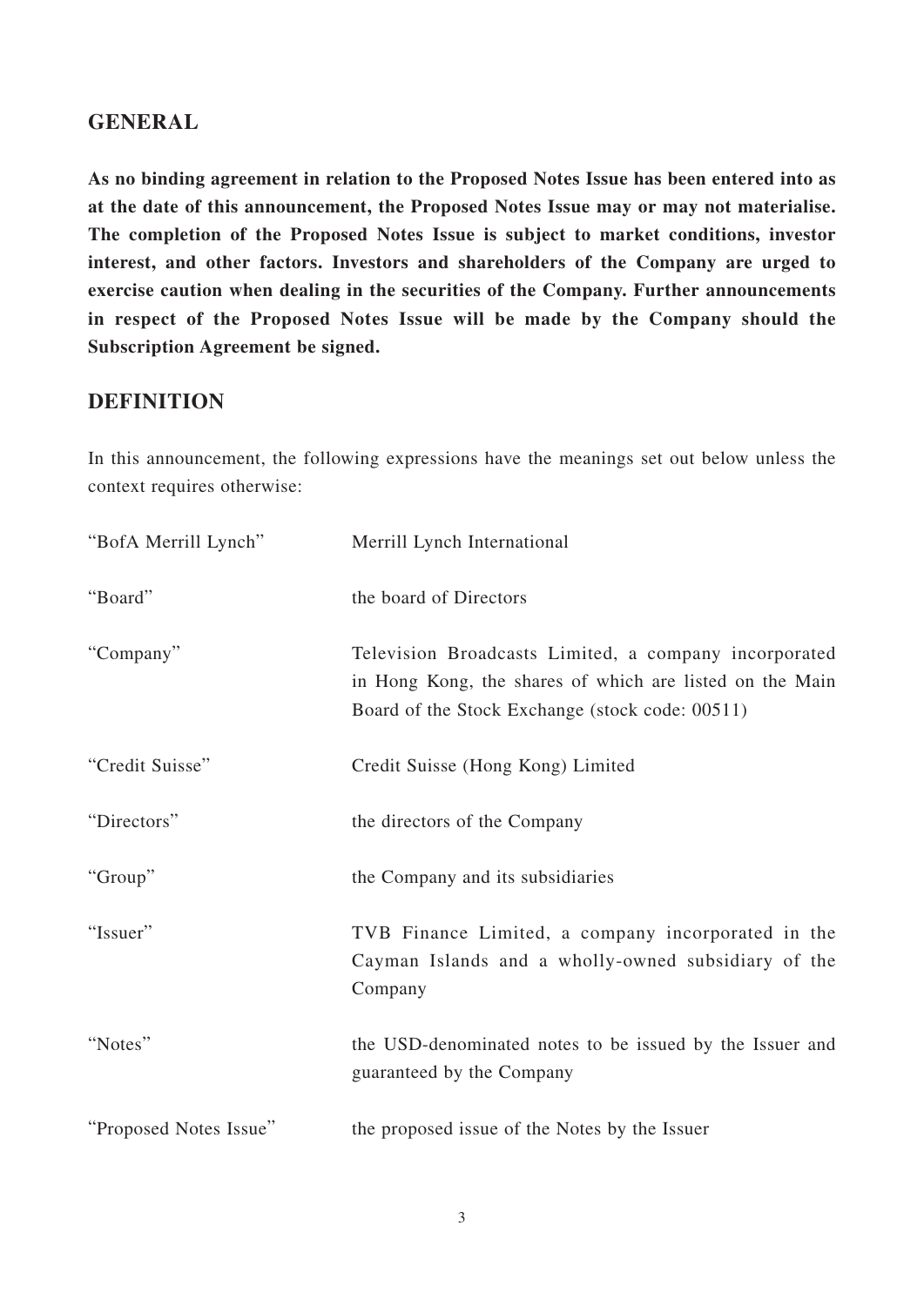## GENERAL

**As no binding agreement in relation to the Proposed Notes Issue has been entered into as at the date of this announcement, the Proposed Notes Issue may or may not materialise. The completion of the Proposed Notes Issue is subject to market conditions, investor interest, and other factors. Investors and shareholders of the Company are urged to exercise caution when dealing in the securities of the Company. Further announcements in respect of the Proposed Notes Issue will be made by the Company should the Subscription Agreement be signed.**

## DEFINITION

In this announcement, the following expressions have the meanings set out below unless the context requires otherwise:

| | |
|---|---|
| "BofA Merrill Lynch" | Merrill Lynch International |
| "Board" | the board of Directors |
| "Company" | Television Broadcasts Limited, a company incorporated in Hong Kong, the shares of which are listed on the Main Board of the Stock Exchange (stock code: 00511) |
| "Credit Suisse" | Credit Suisse (Hong Kong) Limited |
| "Directors" | the directors of the Company |
| "Group" | the Company and its subsidiaries |
| "Issuer" | TVB Finance Limited, a company incorporated in the Cayman Islands and a wholly-owned subsidiary of the Company |
| "Notes" | the USD-denominated notes to be issued by the Issuer and guaranteed by the Company |
| "Proposed Notes Issue" | the proposed issue of the Notes by the Issuer |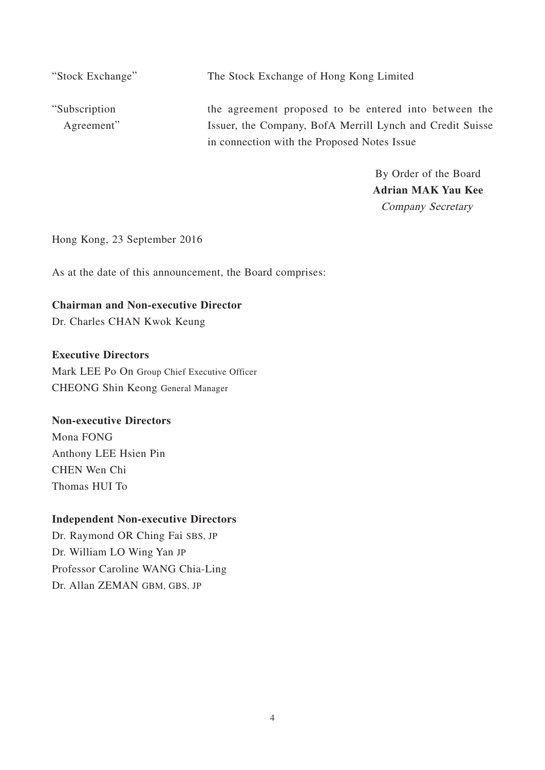| | |
|---|---|
| "Stock Exchange" | The Stock Exchange of Hong Kong Limited |
| "Subscription Agreement" | the agreement proposed to be entered into between the Issuer, the Company, BofA Merrill Lynch and Credit Suisse in connection with the Proposed Notes Issue |

By Order of the Board
**Adrian MAK Yau Kee**
*Company Secretary*

Hong Kong, 23 September 2016

As at the date of this announcement, the Board comprises:

**Chairman and Non-executive Director**
Dr. Charles CHAN Kwok Keung

**Executive Directors**
Mark LEE Po On Group Chief Executive Officer
CHEONG Shin Keong General Manager

**Non-executive Directors**
Mona FONG
Anthony LEE Hsien Pin
CHEN Wen Chi
Thomas HUI To

**Independent Non-executive Directors**
Dr. Raymond OR Ching Fai SBS, JP
Dr. William LO Wing Yan JP
Professor Caroline WANG Chia-Ling
Dr. Allan ZEMAN GBM, GBS, JP